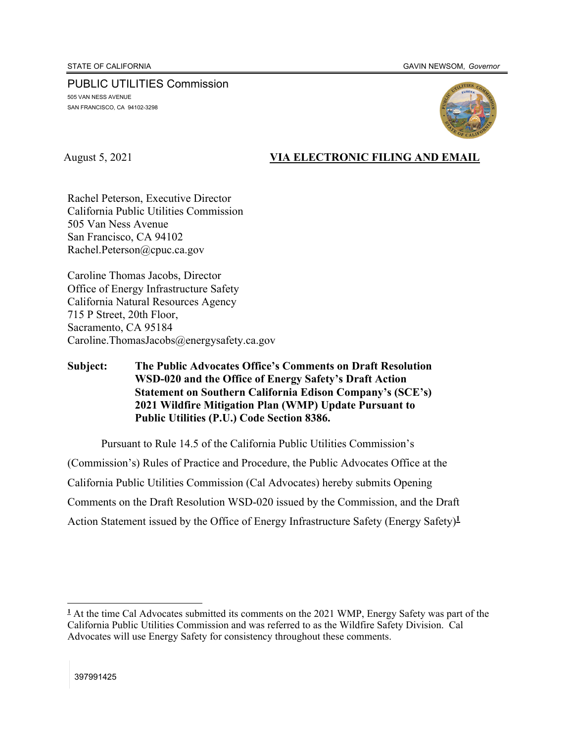STATE OF CALIFORNIA GAVIN NEWSOM, *Governor*

PUBLIC UTILITIES Commission
505 VAN NESS AVENUE
SAN FRANCISCO, CA 94102-3298

August 5, 2021 **VIA ELECTRONIC FILING AND EMAIL**

Rachel Peterson, Executive Director
California Public Utilities Commission
505 Van Ness Avenue
San Francisco, CA 94102
Rachel.Peterson@cpuc.ca.gov

Caroline Thomas Jacobs, Director
Office of Energy Infrastructure Safety
California Natural Resources Agency
715 P Street, 20th Floor,
Sacramento, CA 95184
Caroline.ThomasJacobs@energysafety.ca.gov

**Subject: The Public Advocates Office's Comments on Draft Resolution WSD-020 and the Office of Energy Safety's Draft Action Statement on Southern California Edison Company's (SCE's) 2021 Wildfire Mitigation Plan (WMP) Update Pursuant to Public Utilities (P.U.) Code Section 8386.**

Pursuant to Rule 14.5 of the California Public Utilities Commission's (Commission's) Rules of Practice and Procedure, the Public Advocates Office at the California Public Utilities Commission (Cal Advocates) hereby submits Opening Comments on the Draft Resolution WSD-020 issued by the Commission, and the Draft Action Statement issued by the Office of Energy Infrastructure Safety (Energy Safety)[1]

[1] At the time Cal Advocates submitted its comments on the 2021 WMP, Energy Safety was part of the California Public Utilities Commission and was referred to as the Wildfire Safety Division. Cal Advocates will use Energy Safety for consistency throughout these comments.

397991425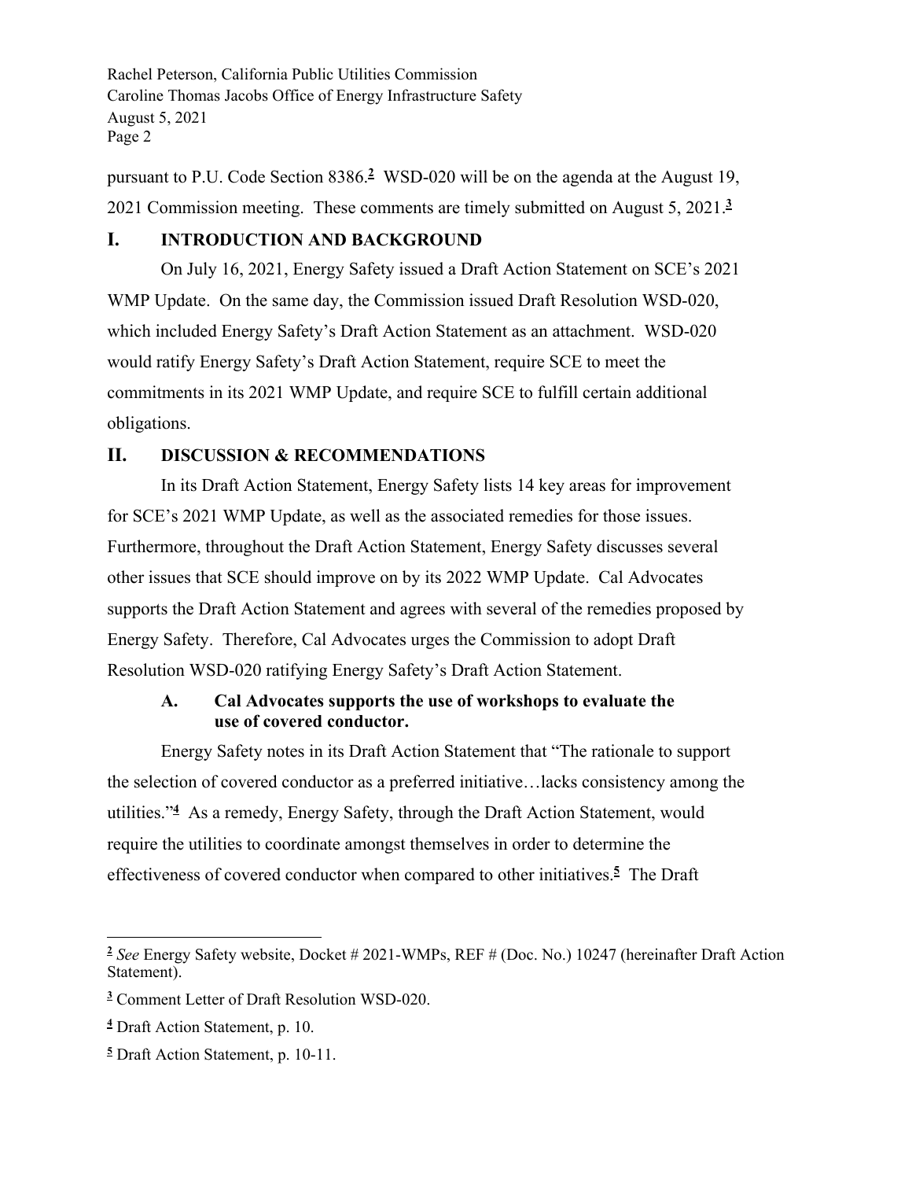pursuant to P.U. Code Section 8386.[2] WSD-020 will be on the agenda at the August 19, 2021 Commission meeting. These comments are timely submitted on August 5, 2021.[3]

## I. INTRODUCTION AND BACKGROUND

On July 16, 2021, Energy Safety issued a Draft Action Statement on SCE's 2021 WMP Update. On the same day, the Commission issued Draft Resolution WSD-020, which included Energy Safety's Draft Action Statement as an attachment. WSD-020 would ratify Energy Safety's Draft Action Statement, require SCE to meet the commitments in its 2021 WMP Update, and require SCE to fulfill certain additional obligations.

## II. DISCUSSION & RECOMMENDATIONS

In its Draft Action Statement, Energy Safety lists 14 key areas for improvement for SCE's 2021 WMP Update, as well as the associated remedies for those issues. Furthermore, throughout the Draft Action Statement, Energy Safety discusses several other issues that SCE should improve on by its 2022 WMP Update. Cal Advocates supports the Draft Action Statement and agrees with several of the remedies proposed by Energy Safety. Therefore, Cal Advocates urges the Commission to adopt Draft Resolution WSD-020 ratifying Energy Safety's Draft Action Statement.

### A. Cal Advocates supports the use of workshops to evaluate the use of covered conductor.

Energy Safety notes in its Draft Action Statement that "The rationale to support the selection of covered conductor as a preferred initiative…lacks consistency among the utilities."[4] As a remedy, Energy Safety, through the Draft Action Statement, would require the utilities to coordinate amongst themselves in order to determine the effectiveness of covered conductor when compared to other initiatives.[5] The Draft

---

[2] *See* Energy Safety website, Docket # 2021-WMPs, REF # (Doc. No.) 10247 (hereinafter Draft Action Statement).

[3] Comment Letter of Draft Resolution WSD-020.

[4] Draft Action Statement, p. 10.

[5] Draft Action Statement, p. 10-11.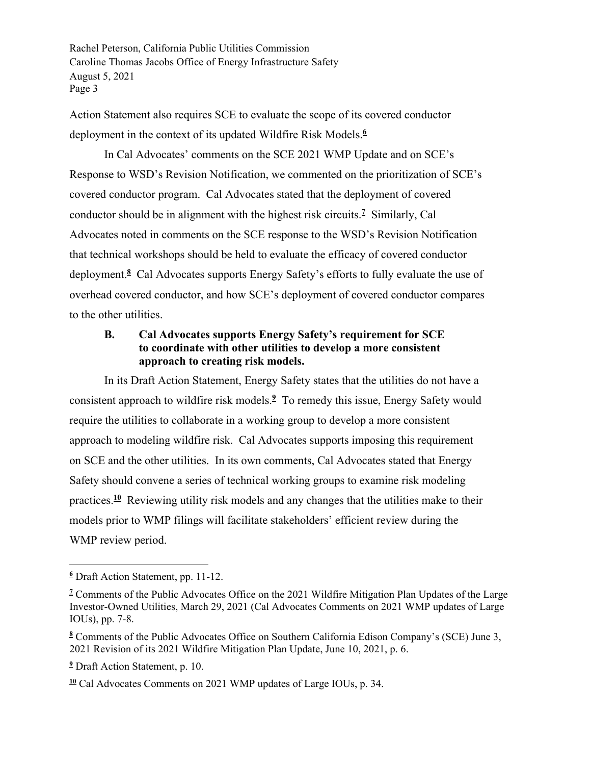Action Statement also requires SCE to evaluate the scope of its covered conductor deployment in the context of its updated Wildfire Risk Models.[6]

In Cal Advocates' comments on the SCE 2021 WMP Update and on SCE's Response to WSD's Revision Notification, we commented on the prioritization of SCE's covered conductor program. Cal Advocates stated that the deployment of covered conductor should be in alignment with the highest risk circuits.[7] Similarly, Cal Advocates noted in comments on the SCE response to the WSD's Revision Notification that technical workshops should be held to evaluate the efficacy of covered conductor deployment.[8] Cal Advocates supports Energy Safety's efforts to fully evaluate the use of overhead covered conductor, and how SCE's deployment of covered conductor compares to the other utilities.

### B. Cal Advocates supports Energy Safety's requirement for SCE to coordinate with other utilities to develop a more consistent approach to creating risk models.

In its Draft Action Statement, Energy Safety states that the utilities do not have a consistent approach to wildfire risk models.[9] To remedy this issue, Energy Safety would require the utilities to collaborate in a working group to develop a more consistent approach to modeling wildfire risk. Cal Advocates supports imposing this requirement on SCE and the other utilities. In its own comments, Cal Advocates stated that Energy Safety should convene a series of technical working groups to examine risk modeling practices.[10] Reviewing utility risk models and any changes that the utilities make to their models prior to WMP filings will facilitate stakeholders' efficient review during the WMP review period.

---

[6] Draft Action Statement, pp. 11-12.

[7] Comments of the Public Advocates Office on the 2021 Wildfire Mitigation Plan Updates of the Large Investor-Owned Utilities, March 29, 2021 (Cal Advocates Comments on 2021 WMP updates of Large IOUs), pp. 7-8.

[8] Comments of the Public Advocates Office on Southern California Edison Company's (SCE) June 3, 2021 Revision of its 2021 Wildfire Mitigation Plan Update, June 10, 2021, p. 6.

[9] Draft Action Statement, p. 10.

[10] Cal Advocates Comments on 2021 WMP updates of Large IOUs, p. 34.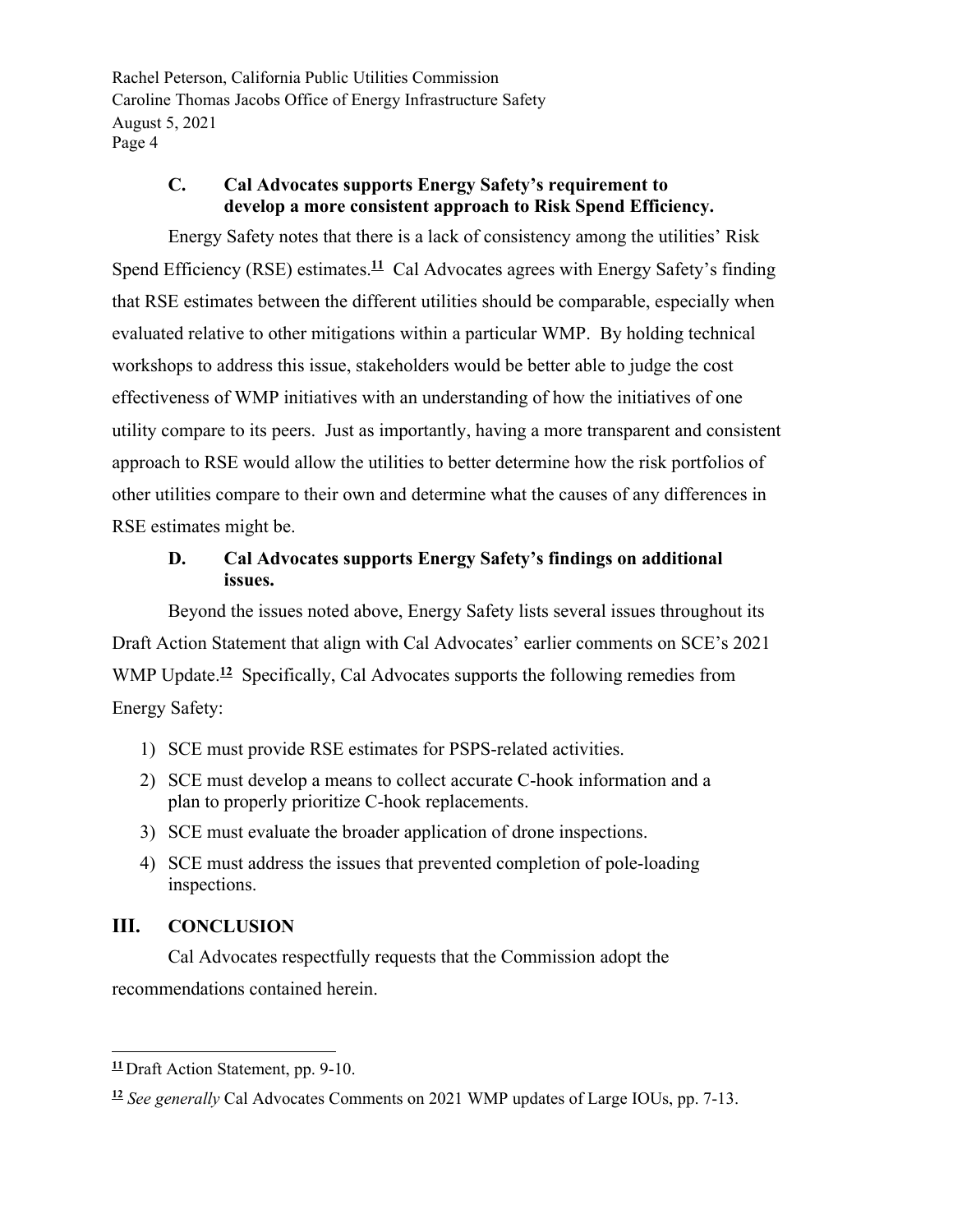### C. Cal Advocates supports Energy Safety's requirement to develop a more consistent approach to Risk Spend Efficiency.

Energy Safety notes that there is a lack of consistency among the utilities' Risk Spend Efficiency (RSE) estimates.[11] Cal Advocates agrees with Energy Safety's finding that RSE estimates between the different utilities should be comparable, especially when evaluated relative to other mitigations within a particular WMP. By holding technical workshops to address this issue, stakeholders would be better able to judge the cost effectiveness of WMP initiatives with an understanding of how the initiatives of one utility compare to its peers. Just as importantly, having a more transparent and consistent approach to RSE would allow the utilities to better determine how the risk portfolios of other utilities compare to their own and determine what the causes of any differences in RSE estimates might be.

### D. Cal Advocates supports Energy Safety's findings on additional issues.

Beyond the issues noted above, Energy Safety lists several issues throughout its Draft Action Statement that align with Cal Advocates' earlier comments on SCE's 2021 WMP Update.[12] Specifically, Cal Advocates supports the following remedies from Energy Safety:

1) SCE must provide RSE estimates for PSPS-related activities.
2) SCE must develop a means to collect accurate C-hook information and a plan to properly prioritize C-hook replacements.
3) SCE must evaluate the broader application of drone inspections.
4) SCE must address the issues that prevented completion of pole-loading inspections.

## III. CONCLUSION

Cal Advocates respectfully requests that the Commission adopt the recommendations contained herein.

---

[11] Draft Action Statement, pp. 9-10.

[12] *See generally* Cal Advocates Comments on 2021 WMP updates of Large IOUs, pp. 7-13.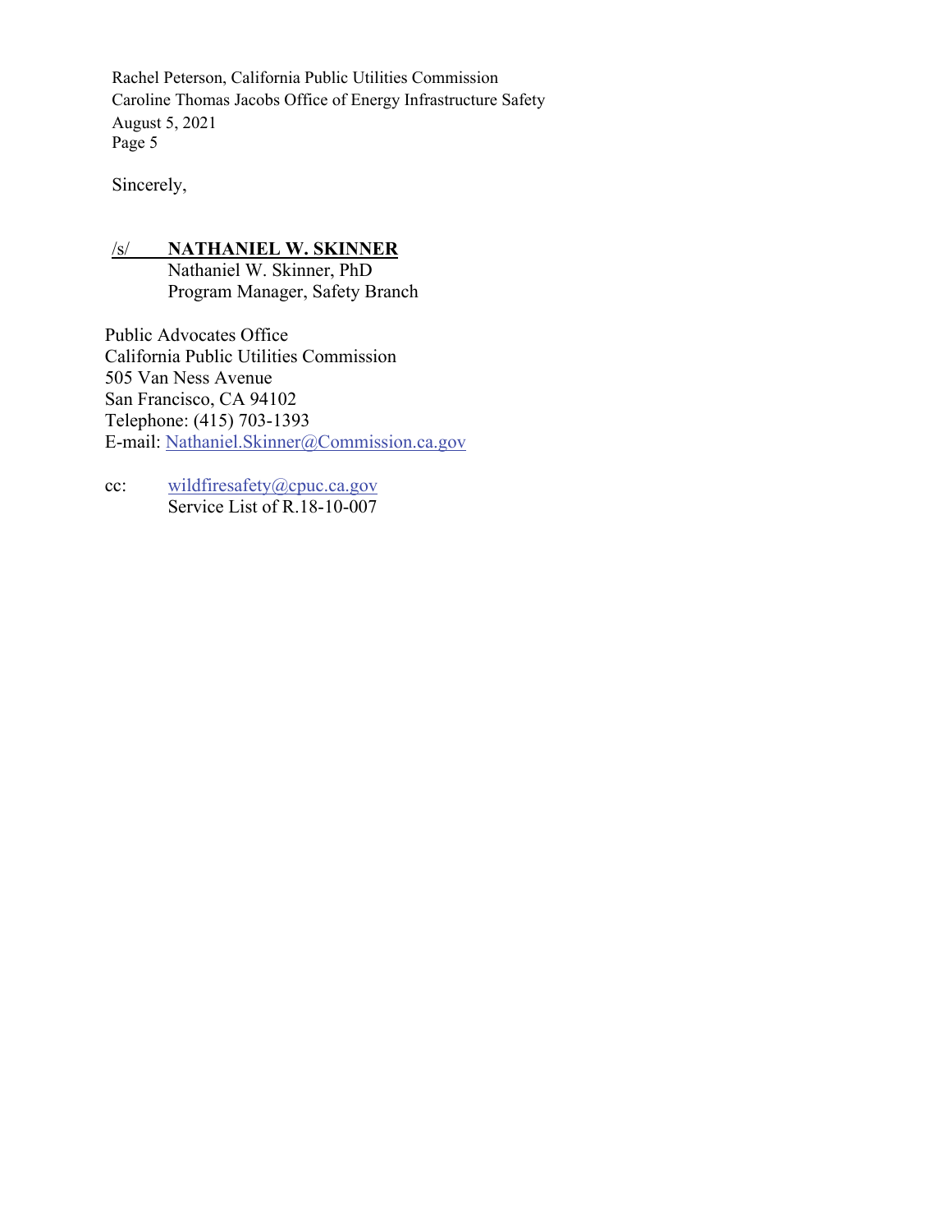Sincerely,

/s/ **NATHANIEL W. SKINNER**
Nathaniel W. Skinner, PhD
Program Manager, Safety Branch

Public Advocates Office
California Public Utilities Commission
505 Van Ness Avenue
San Francisco, CA 94102
Telephone: (415) 703-1393
E-mail: Nathaniel.Skinner@Commission.ca.gov

cc: wildfiresafety@cpuc.ca.gov
Service List of R.18-10-007